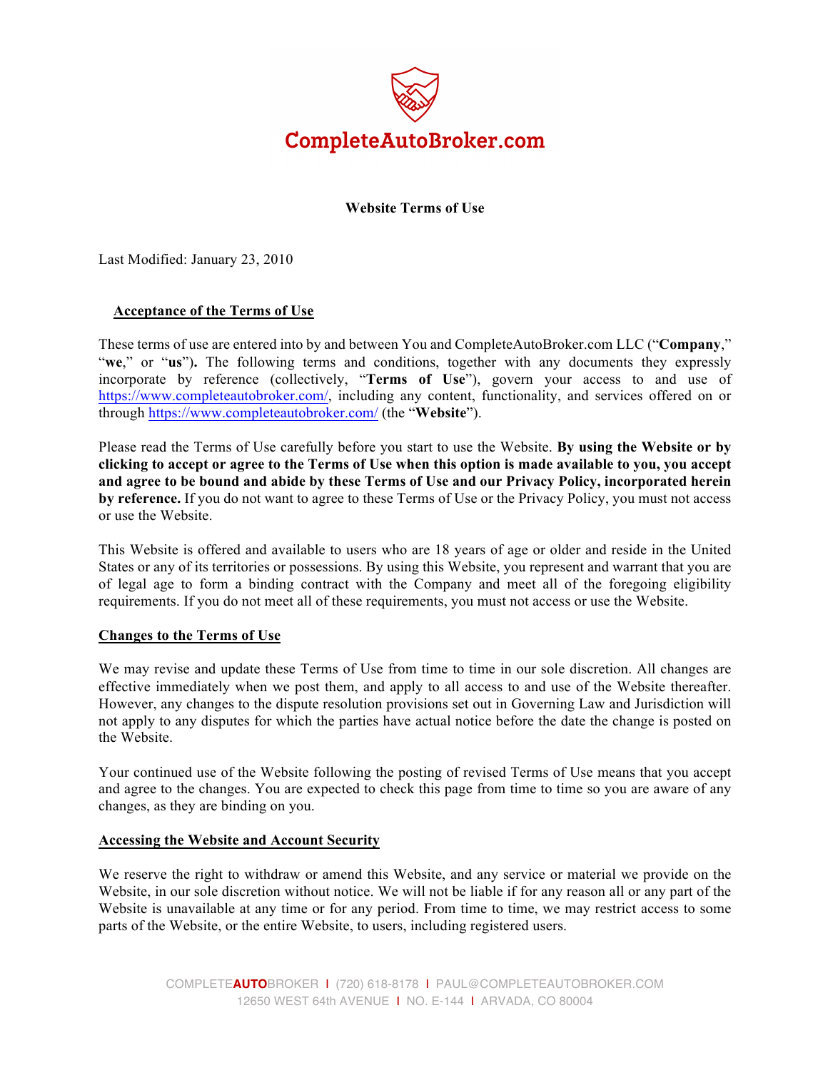CompleteAutoBroker.com

**Website Terms of Use**

Last Modified: January 23, 2010

## Acceptance of the Terms of Use

These terms of use are entered into by and between You and CompleteAutoBroker.com LLC ("**Company**," "**we**," or "**us**"). The following terms and conditions, together with any documents they expressly incorporate by reference (collectively, "**Terms of Use**"), govern your access to and use of https://www.completeautobroker.com/, including any content, functionality, and services offered on or through https://www.completeautobroker.com/ (the "**Website**").

Please read the Terms of Use carefully before you start to use the Website. **By using the Website or by clicking to accept or agree to the Terms of Use when this option is made available to you, you accept and agree to be bound and abide by these Terms of Use and our Privacy Policy, incorporated herein by reference.** If you do not want to agree to these Terms of Use or the Privacy Policy, you must not access or use the Website.

This Website is offered and available to users who are 18 years of age or older and reside in the United States or any of its territories or possessions. By using this Website, you represent and warrant that you are of legal age to form a binding contract with the Company and meet all of the foregoing eligibility requirements. If you do not meet all of these requirements, you must not access or use the Website.

## Changes to the Terms of Use

We may revise and update these Terms of Use from time to time in our sole discretion. All changes are effective immediately when we post them, and apply to all access to and use of the Website thereafter. However, any changes to the dispute resolution provisions set out in Governing Law and Jurisdiction will not apply to any disputes for which the parties have actual notice before the date the change is posted on the Website.

Your continued use of the Website following the posting of revised Terms of Use means that you accept and agree to the changes. You are expected to check this page from time to time so you are aware of any changes, as they are binding on you.

## Accessing the Website and Account Security

We reserve the right to withdraw or amend this Website, and any service or material we provide on the Website, in our sole discretion without notice. We will not be liable if for any reason all or any part of the Website is unavailable at any time or for any period. From time to time, we may restrict access to some parts of the Website, or the entire Website, to users, including registered users.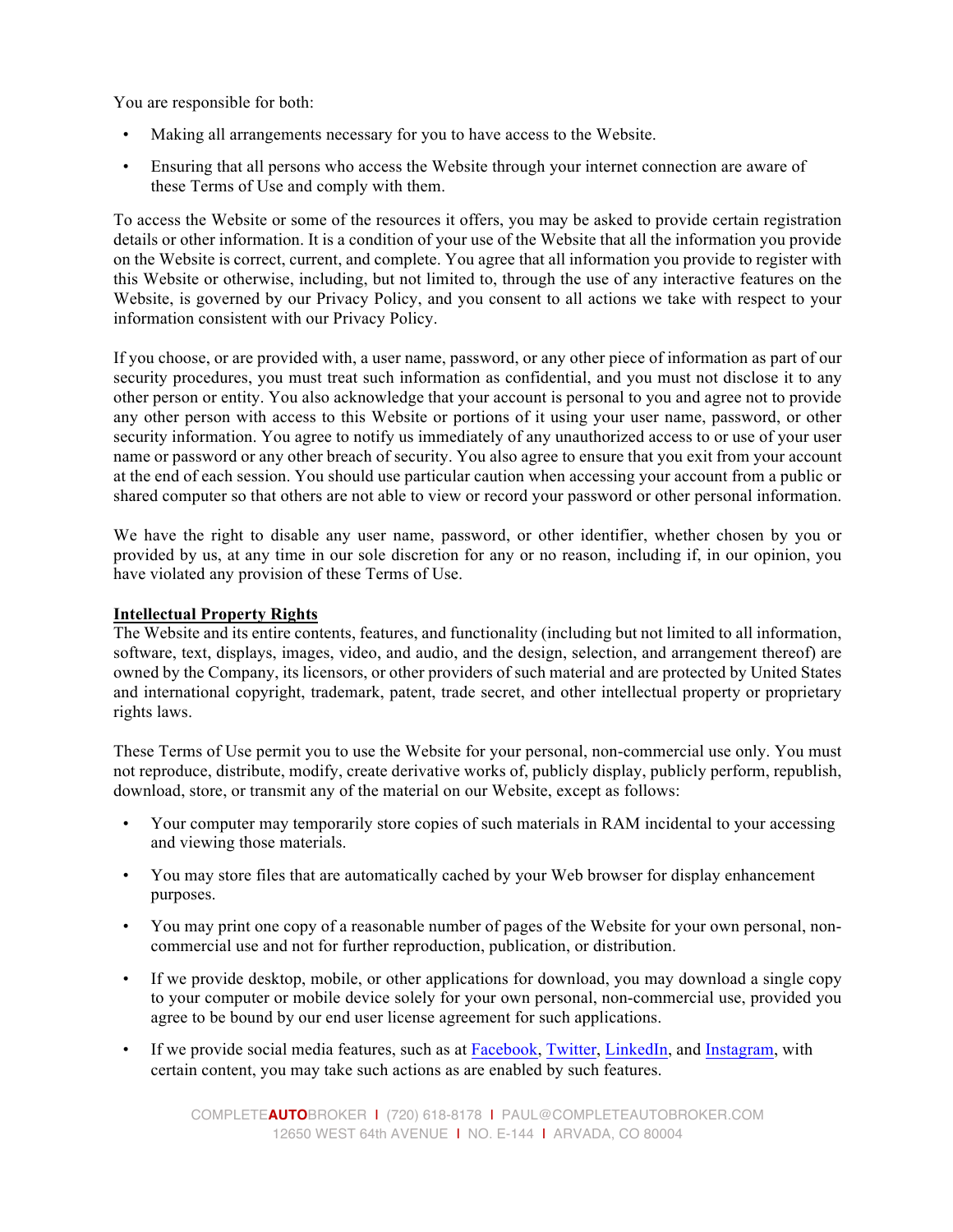You are responsible for both:

- Making all arrangements necessary for you to have access to the Website.
- Ensuring that all persons who access the Website through your internet connection are aware of these Terms of Use and comply with them.

To access the Website or some of the resources it offers, you may be asked to provide certain registration details or other information. It is a condition of your use of the Website that all the information you provide on the Website is correct, current, and complete. You agree that all information you provide to register with this Website or otherwise, including, but not limited to, through the use of any interactive features on the Website, is governed by our Privacy Policy, and you consent to all actions we take with respect to your information consistent with our Privacy Policy.

If you choose, or are provided with, a user name, password, or any other piece of information as part of our security procedures, you must treat such information as confidential, and you must not disclose it to any other person or entity. You also acknowledge that your account is personal to you and agree not to provide any other person with access to this Website or portions of it using your user name, password, or other security information. You agree to notify us immediately of any unauthorized access to or use of your user name or password or any other breach of security. You also agree to ensure that you exit from your account at the end of each session. You should use particular caution when accessing your account from a public or shared computer so that others are not able to view or record your password or other personal information.

We have the right to disable any user name, password, or other identifier, whether chosen by you or provided by us, at any time in our sole discretion for any or no reason, including if, in our opinion, you have violated any provision of these Terms of Use.

**Intellectual Property Rights**

The Website and its entire contents, features, and functionality (including but not limited to all information, software, text, displays, images, video, and audio, and the design, selection, and arrangement thereof) are owned by the Company, its licensors, or other providers of such material and are protected by United States and international copyright, trademark, patent, trade secret, and other intellectual property or proprietary rights laws.

These Terms of Use permit you to use the Website for your personal, non-commercial use only. You must not reproduce, distribute, modify, create derivative works of, publicly display, publicly perform, republish, download, store, or transmit any of the material on our Website, except as follows:

- Your computer may temporarily store copies of such materials in RAM incidental to your accessing and viewing those materials.
- You may store files that are automatically cached by your Web browser for display enhancement purposes.
- You may print one copy of a reasonable number of pages of the Website for your own personal, non-commercial use and not for further reproduction, publication, or distribution.
- If we provide desktop, mobile, or other applications for download, you may download a single copy to your computer or mobile device solely for your own personal, non-commercial use, provided you agree to be bound by our end user license agreement for such applications.
- If we provide social media features, such as at Facebook, Twitter, LinkedIn, and Instagram, with certain content, you may take such actions as are enabled by such features.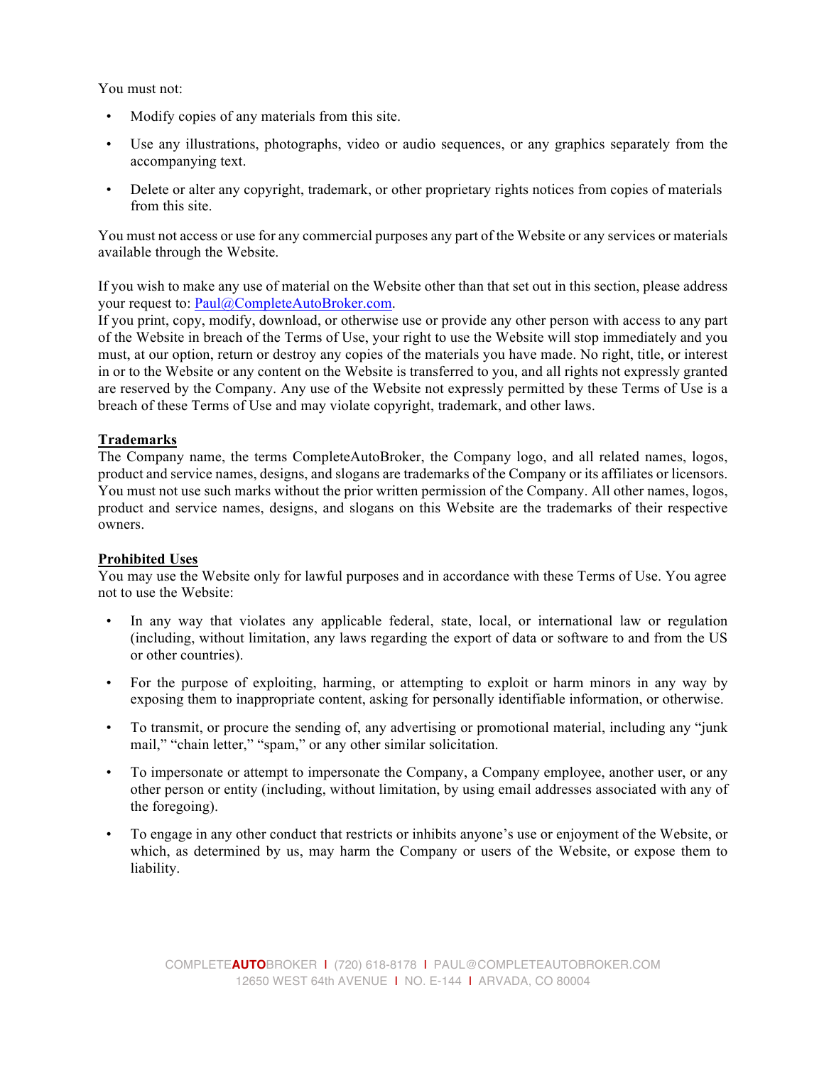You must not:

- Modify copies of any materials from this site.
- Use any illustrations, photographs, video or audio sequences, or any graphics separately from the accompanying text.
- Delete or alter any copyright, trademark, or other proprietary rights notices from copies of materials from this site.

You must not access or use for any commercial purposes any part of the Website or any services or materials available through the Website.

If you wish to make any use of material on the Website other than that set out in this section, please address your request to: Paul@CompleteAutoBroker.com.
If you print, copy, modify, download, or otherwise use or provide any other person with access to any part of the Website in breach of the Terms of Use, your right to use the Website will stop immediately and you must, at our option, return or destroy any copies of the materials you have made. No right, title, or interest in or to the Website or any content on the Website is transferred to you, and all rights not expressly granted are reserved by the Company. Any use of the Website not expressly permitted by these Terms of Use is a breach of these Terms of Use and may violate copyright, trademark, and other laws.

**Trademarks**
The Company name, the terms CompleteAutoBroker, the Company logo, and all related names, logos, product and service names, designs, and slogans are trademarks of the Company or its affiliates or licensors. You must not use such marks without the prior written permission of the Company. All other names, logos, product and service names, designs, and slogans on this Website are the trademarks of their respective owners.

**Prohibited Uses**
You may use the Website only for lawful purposes and in accordance with these Terms of Use. You agree not to use the Website:

- In any way that violates any applicable federal, state, local, or international law or regulation (including, without limitation, any laws regarding the export of data or software to and from the US or other countries).
- For the purpose of exploiting, harming, or attempting to exploit or harm minors in any way by exposing them to inappropriate content, asking for personally identifiable information, or otherwise.
- To transmit, or procure the sending of, any advertising or promotional material, including any "junk mail," "chain letter," "spam," or any other similar solicitation.
- To impersonate or attempt to impersonate the Company, a Company employee, another user, or any other person or entity (including, without limitation, by using email addresses associated with any of the foregoing).
- To engage in any other conduct that restricts or inhibits anyone's use or enjoyment of the Website, or which, as determined by us, may harm the Company or users of the Website, or expose them to liability.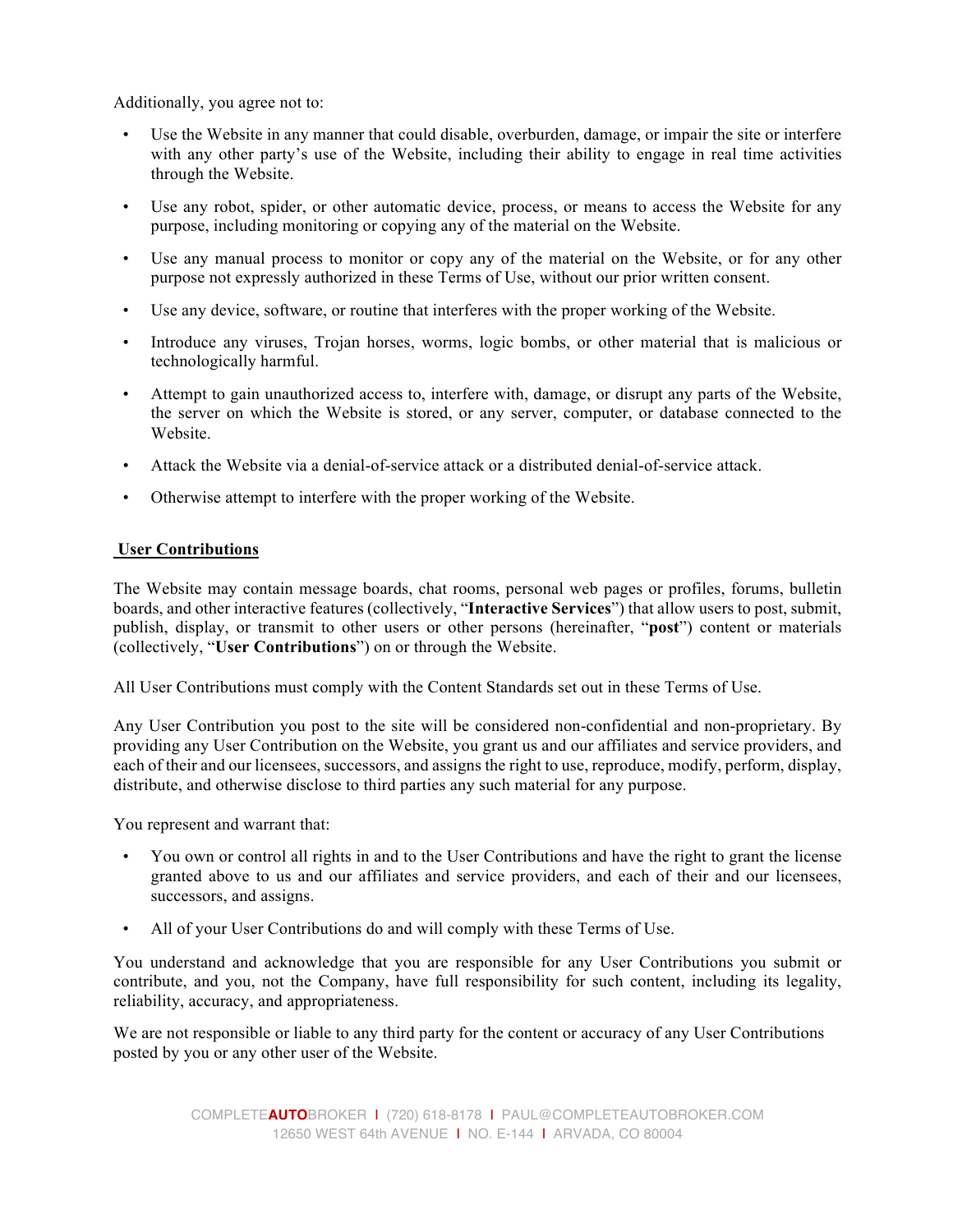Additionally, you agree not to:

- Use the Website in any manner that could disable, overburden, damage, or impair the site or interfere with any other party's use of the Website, including their ability to engage in real time activities through the Website.
- Use any robot, spider, or other automatic device, process, or means to access the Website for any purpose, including monitoring or copying any of the material on the Website.
- Use any manual process to monitor or copy any of the material on the Website, or for any other purpose not expressly authorized in these Terms of Use, without our prior written consent.
- Use any device, software, or routine that interferes with the proper working of the Website.
- Introduce any viruses, Trojan horses, worms, logic bombs, or other material that is malicious or technologically harmful.
- Attempt to gain unauthorized access to, interfere with, damage, or disrupt any parts of the Website, the server on which the Website is stored, or any server, computer, or database connected to the Website.
- Attack the Website via a denial-of-service attack or a distributed denial-of-service attack.
- Otherwise attempt to interfere with the proper working of the Website.

## User Contributions

The Website may contain message boards, chat rooms, personal web pages or profiles, forums, bulletin boards, and other interactive features (collectively, "**Interactive Services**") that allow users to post, submit, publish, display, or transmit to other users or other persons (hereinafter, "**post**") content or materials (collectively, "**User Contributions**") on or through the Website.

All User Contributions must comply with the Content Standards set out in these Terms of Use.

Any User Contribution you post to the site will be considered non-confidential and non-proprietary. By providing any User Contribution on the Website, you grant us and our affiliates and service providers, and each of their and our licensees, successors, and assigns the right to use, reproduce, modify, perform, display, distribute, and otherwise disclose to third parties any such material for any purpose.

You represent and warrant that:

- You own or control all rights in and to the User Contributions and have the right to grant the license granted above to us and our affiliates and service providers, and each of their and our licensees, successors, and assigns.
- All of your User Contributions do and will comply with these Terms of Use.

You understand and acknowledge that you are responsible for any User Contributions you submit or contribute, and you, not the Company, have full responsibility for such content, including its legality, reliability, accuracy, and appropriateness.

We are not responsible or liable to any third party for the content or accuracy of any User Contributions posted by you or any other user of the Website.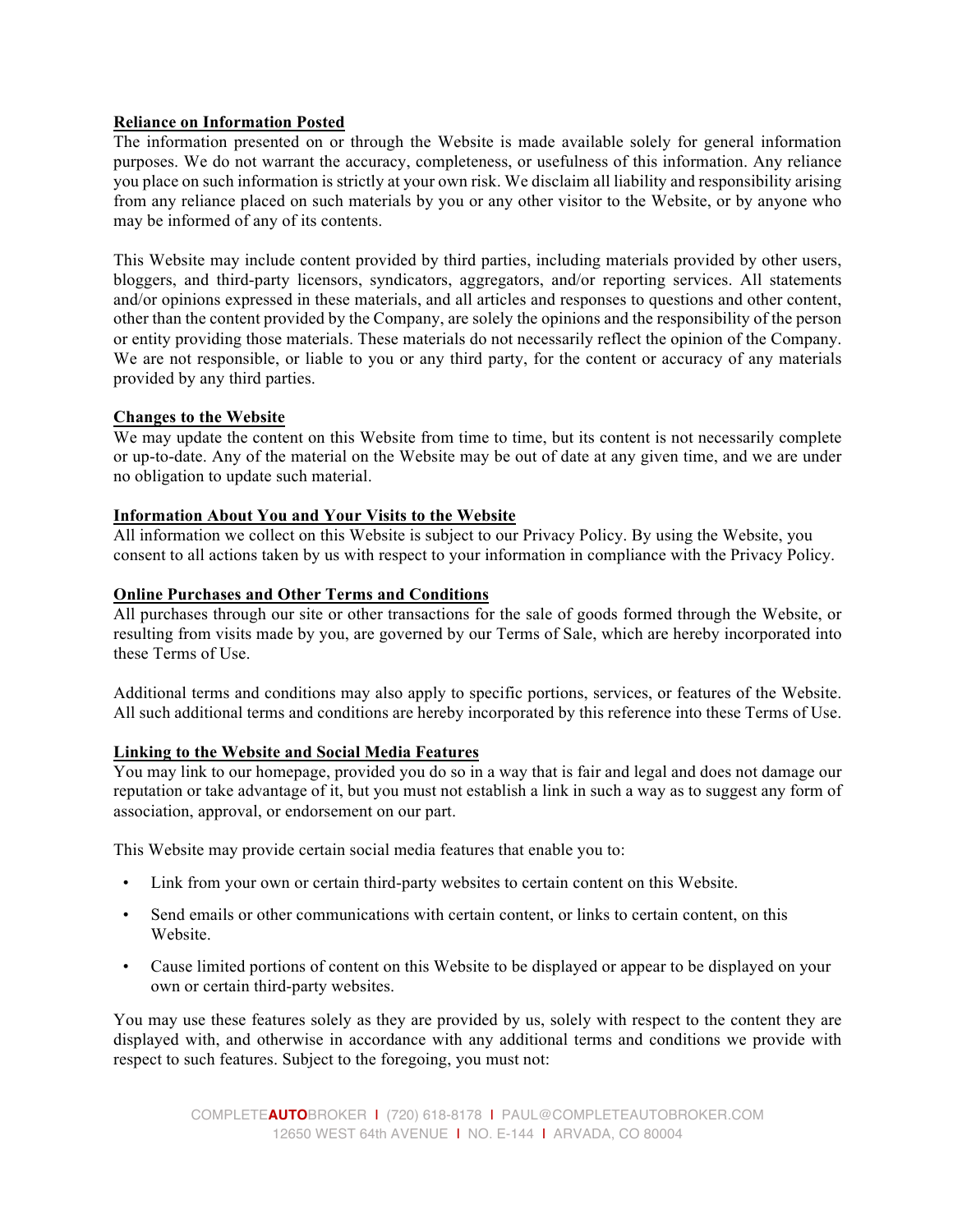**Reliance on Information Posted**

The information presented on or through the Website is made available solely for general information purposes. We do not warrant the accuracy, completeness, or usefulness of this information. Any reliance you place on such information is strictly at your own risk. We disclaim all liability and responsibility arising from any reliance placed on such materials by you or any other visitor to the Website, or by anyone who may be informed of any of its contents.

This Website may include content provided by third parties, including materials provided by other users, bloggers, and third-party licensors, syndicators, aggregators, and/or reporting services. All statements and/or opinions expressed in these materials, and all articles and responses to questions and other content, other than the content provided by the Company, are solely the opinions and the responsibility of the person or entity providing those materials. These materials do not necessarily reflect the opinion of the Company. We are not responsible, or liable to you or any third party, for the content or accuracy of any materials provided by any third parties.

**Changes to the Website**

We may update the content on this Website from time to time, but its content is not necessarily complete or up-to-date. Any of the material on the Website may be out of date at any given time, and we are under no obligation to update such material.

**Information About You and Your Visits to the Website**

All information we collect on this Website is subject to our Privacy Policy. By using the Website, you consent to all actions taken by us with respect to your information in compliance with the Privacy Policy.

**Online Purchases and Other Terms and Conditions**

All purchases through our site or other transactions for the sale of goods formed through the Website, or resulting from visits made by you, are governed by our Terms of Sale, which are hereby incorporated into these Terms of Use.

Additional terms and conditions may also apply to specific portions, services, or features of the Website. All such additional terms and conditions are hereby incorporated by this reference into these Terms of Use.

**Linking to the Website and Social Media Features**

You may link to our homepage, provided you do so in a way that is fair and legal and does not damage our reputation or take advantage of it, but you must not establish a link in such a way as to suggest any form of association, approval, or endorsement on our part.

This Website may provide certain social media features that enable you to:

- Link from your own or certain third-party websites to certain content on this Website.
- Send emails or other communications with certain content, or links to certain content, on this Website.
- Cause limited portions of content on this Website to be displayed or appear to be displayed on your own or certain third-party websites.

You may use these features solely as they are provided by us, solely with respect to the content they are displayed with, and otherwise in accordance with any additional terms and conditions we provide with respect to such features. Subject to the foregoing, you must not: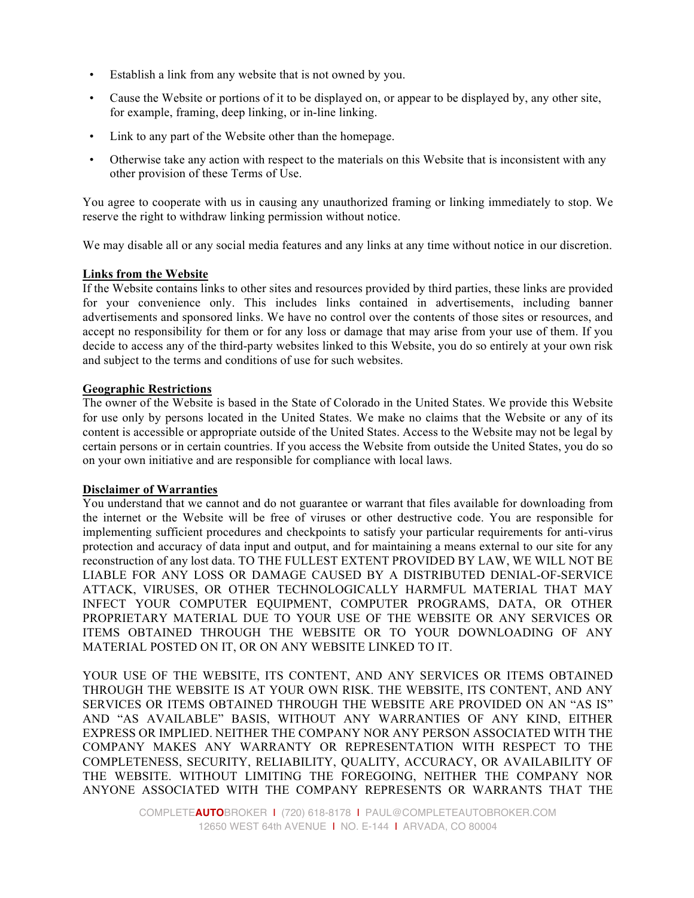- Establish a link from any website that is not owned by you.
- Cause the Website or portions of it to be displayed on, or appear to be displayed by, any other site, for example, framing, deep linking, or in-line linking.
- Link to any part of the Website other than the homepage.
- Otherwise take any action with respect to the materials on this Website that is inconsistent with any other provision of these Terms of Use.

You agree to cooperate with us in causing any unauthorized framing or linking immediately to stop. We reserve the right to withdraw linking permission without notice.

We may disable all or any social media features and any links at any time without notice in our discretion.

**Links from the Website**

If the Website contains links to other sites and resources provided by third parties, these links are provided for your convenience only. This includes links contained in advertisements, including banner advertisements and sponsored links. We have no control over the contents of those sites or resources, and accept no responsibility for them or for any loss or damage that may arise from your use of them. If you decide to access any of the third-party websites linked to this Website, you do so entirely at your own risk and subject to the terms and conditions of use for such websites.

**Geographic Restrictions**

The owner of the Website is based in the State of Colorado in the United States. We provide this Website for use only by persons located in the United States. We make no claims that the Website or any of its content is accessible or appropriate outside of the United States. Access to the Website may not be legal by certain persons or in certain countries. If you access the Website from outside the United States, you do so on your own initiative and are responsible for compliance with local laws.

**Disclaimer of Warranties**

You understand that we cannot and do not guarantee or warrant that files available for downloading from the internet or the Website will be free of viruses or other destructive code. You are responsible for implementing sufficient procedures and checkpoints to satisfy your particular requirements for anti-virus protection and accuracy of data input and output, and for maintaining a means external to our site for any reconstruction of any lost data. TO THE FULLEST EXTENT PROVIDED BY LAW, WE WILL NOT BE LIABLE FOR ANY LOSS OR DAMAGE CAUSED BY A DISTRIBUTED DENIAL-OF-SERVICE ATTACK, VIRUSES, OR OTHER TECHNOLOGICALLY HARMFUL MATERIAL THAT MAY INFECT YOUR COMPUTER EQUIPMENT, COMPUTER PROGRAMS, DATA, OR OTHER PROPRIETARY MATERIAL DUE TO YOUR USE OF THE WEBSITE OR ANY SERVICES OR ITEMS OBTAINED THROUGH THE WEBSITE OR TO YOUR DOWNLOADING OF ANY MATERIAL POSTED ON IT, OR ON ANY WEBSITE LINKED TO IT.

YOUR USE OF THE WEBSITE, ITS CONTENT, AND ANY SERVICES OR ITEMS OBTAINED THROUGH THE WEBSITE IS AT YOUR OWN RISK. THE WEBSITE, ITS CONTENT, AND ANY SERVICES OR ITEMS OBTAINED THROUGH THE WEBSITE ARE PROVIDED ON AN "AS IS" AND "AS AVAILABLE" BASIS, WITHOUT ANY WARRANTIES OF ANY KIND, EITHER EXPRESS OR IMPLIED. NEITHER THE COMPANY NOR ANY PERSON ASSOCIATED WITH THE COMPANY MAKES ANY WARRANTY OR REPRESENTATION WITH RESPECT TO THE COMPLETENESS, SECURITY, RELIABILITY, QUALITY, ACCURACY, OR AVAILABILITY OF THE WEBSITE. WITHOUT LIMITING THE FOREGOING, NEITHER THE COMPANY NOR ANYONE ASSOCIATED WITH THE COMPANY REPRESENTS OR WARRANTS THAT THE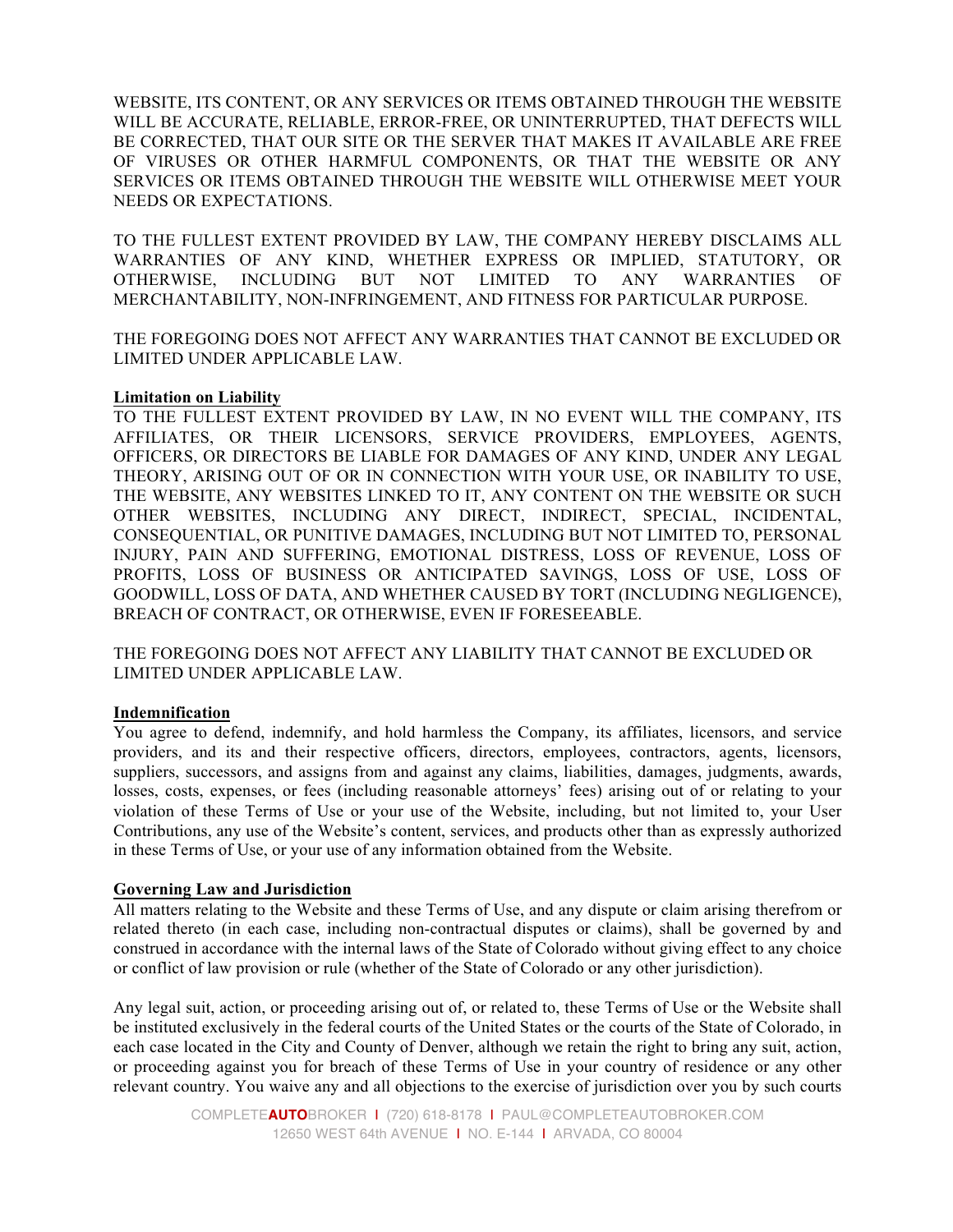WEBSITE, ITS CONTENT, OR ANY SERVICES OR ITEMS OBTAINED THROUGH THE WEBSITE WILL BE ACCURATE, RELIABLE, ERROR-FREE, OR UNINTERRUPTED, THAT DEFECTS WILL BE CORRECTED, THAT OUR SITE OR THE SERVER THAT MAKES IT AVAILABLE ARE FREE OF VIRUSES OR OTHER HARMFUL COMPONENTS, OR THAT THE WEBSITE OR ANY SERVICES OR ITEMS OBTAINED THROUGH THE WEBSITE WILL OTHERWISE MEET YOUR NEEDS OR EXPECTATIONS.

TO THE FULLEST EXTENT PROVIDED BY LAW, THE COMPANY HEREBY DISCLAIMS ALL WARRANTIES OF ANY KIND, WHETHER EXPRESS OR IMPLIED, STATUTORY, OR OTHERWISE, INCLUDING BUT NOT LIMITED TO ANY WARRANTIES OF MERCHANTABILITY, NON-INFRINGEMENT, AND FITNESS FOR PARTICULAR PURPOSE.

THE FOREGOING DOES NOT AFFECT ANY WARRANTIES THAT CANNOT BE EXCLUDED OR LIMITED UNDER APPLICABLE LAW.

**Limitation on Liability**

TO THE FULLEST EXTENT PROVIDED BY LAW, IN NO EVENT WILL THE COMPANY, ITS AFFILIATES, OR THEIR LICENSORS, SERVICE PROVIDERS, EMPLOYEES, AGENTS, OFFICERS, OR DIRECTORS BE LIABLE FOR DAMAGES OF ANY KIND, UNDER ANY LEGAL THEORY, ARISING OUT OF OR IN CONNECTION WITH YOUR USE, OR INABILITY TO USE, THE WEBSITE, ANY WEBSITES LINKED TO IT, ANY CONTENT ON THE WEBSITE OR SUCH OTHER WEBSITES, INCLUDING ANY DIRECT, INDIRECT, SPECIAL, INCIDENTAL, CONSEQUENTIAL, OR PUNITIVE DAMAGES, INCLUDING BUT NOT LIMITED TO, PERSONAL INJURY, PAIN AND SUFFERING, EMOTIONAL DISTRESS, LOSS OF REVENUE, LOSS OF PROFITS, LOSS OF BUSINESS OR ANTICIPATED SAVINGS, LOSS OF USE, LOSS OF GOODWILL, LOSS OF DATA, AND WHETHER CAUSED BY TORT (INCLUDING NEGLIGENCE), BREACH OF CONTRACT, OR OTHERWISE, EVEN IF FORESEEABLE.

THE FOREGOING DOES NOT AFFECT ANY LIABILITY THAT CANNOT BE EXCLUDED OR LIMITED UNDER APPLICABLE LAW.

**Indemnification**

You agree to defend, indemnify, and hold harmless the Company, its affiliates, licensors, and service providers, and its and their respective officers, directors, employees, contractors, agents, licensors, suppliers, successors, and assigns from and against any claims, liabilities, damages, judgments, awards, losses, costs, expenses, or fees (including reasonable attorneys' fees) arising out of or relating to your violation of these Terms of Use or your use of the Website, including, but not limited to, your User Contributions, any use of the Website's content, services, and products other than as expressly authorized in these Terms of Use, or your use of any information obtained from the Website.

**Governing Law and Jurisdiction**

All matters relating to the Website and these Terms of Use, and any dispute or claim arising therefrom or related thereto (in each case, including non-contractual disputes or claims), shall be governed by and construed in accordance with the internal laws of the State of Colorado without giving effect to any choice or conflict of law provision or rule (whether of the State of Colorado or any other jurisdiction).

Any legal suit, action, or proceeding arising out of, or related to, these Terms of Use or the Website shall be instituted exclusively in the federal courts of the United States or the courts of the State of Colorado, in each case located in the City and County of Denver, although we retain the right to bring any suit, action, or proceeding against you for breach of these Terms of Use in your country of residence or any other relevant country. You waive any and all objections to the exercise of jurisdiction over you by such courts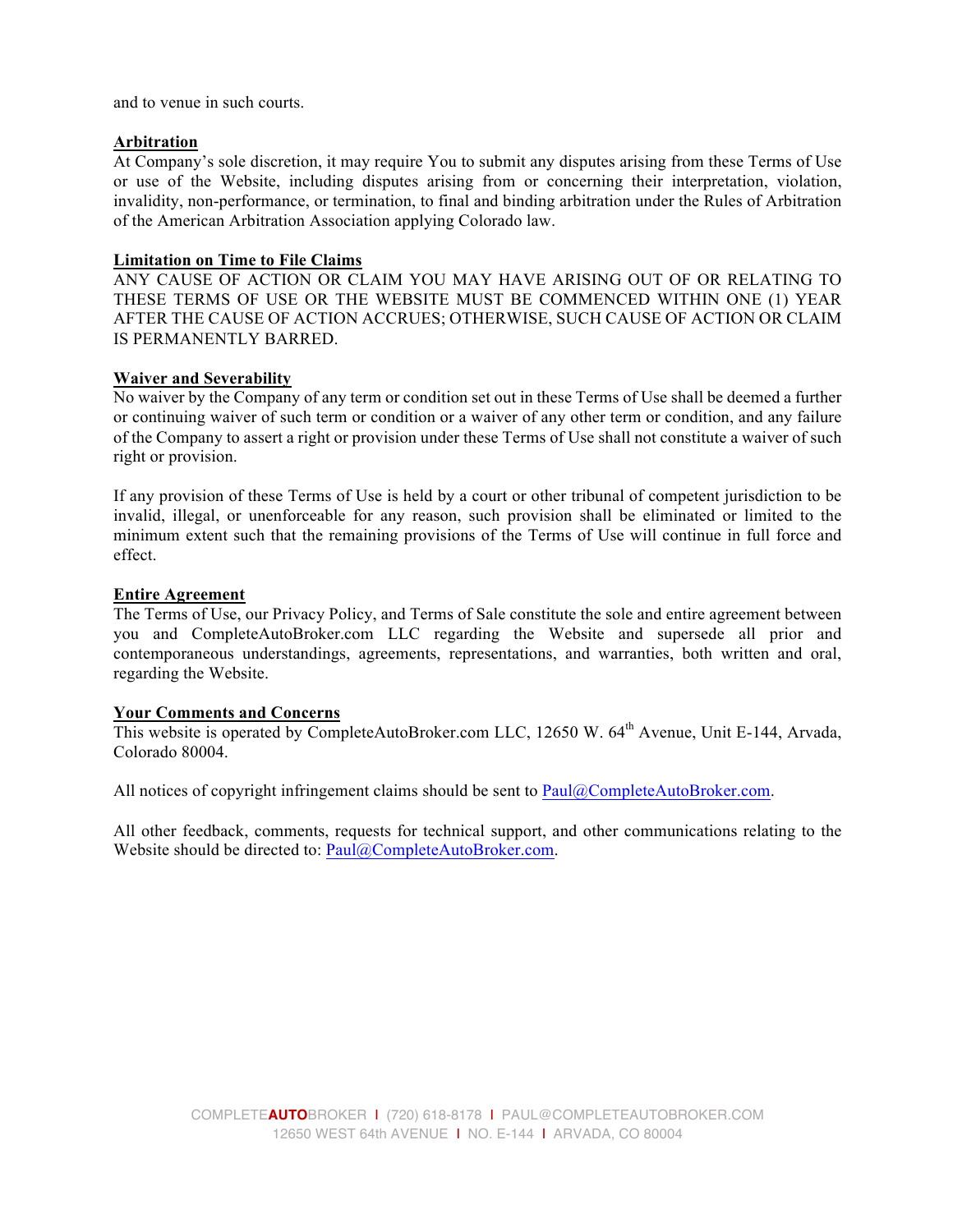and to venue in such courts.

**Arbitration**

At Company's sole discretion, it may require You to submit any disputes arising from these Terms of Use or use of the Website, including disputes arising from or concerning their interpretation, violation, invalidity, non-performance, or termination, to final and binding arbitration under the Rules of Arbitration of the American Arbitration Association applying Colorado law.

**Limitation on Time to File Claims**

ANY CAUSE OF ACTION OR CLAIM YOU MAY HAVE ARISING OUT OF OR RELATING TO THESE TERMS OF USE OR THE WEBSITE MUST BE COMMENCED WITHIN ONE (1) YEAR AFTER THE CAUSE OF ACTION ACCRUES; OTHERWISE, SUCH CAUSE OF ACTION OR CLAIM IS PERMANENTLY BARRED.

**Waiver and Severability**

No waiver by the Company of any term or condition set out in these Terms of Use shall be deemed a further or continuing waiver of such term or condition or a waiver of any other term or condition, and any failure of the Company to assert a right or provision under these Terms of Use shall not constitute a waiver of such right or provision.

If any provision of these Terms of Use is held by a court or other tribunal of competent jurisdiction to be invalid, illegal, or unenforceable for any reason, such provision shall be eliminated or limited to the minimum extent such that the remaining provisions of the Terms of Use will continue in full force and effect.

**Entire Agreement**

The Terms of Use, our Privacy Policy, and Terms of Sale constitute the sole and entire agreement between you and CompleteAutoBroker.com LLC regarding the Website and supersede all prior and contemporaneous understandings, agreements, representations, and warranties, both written and oral, regarding the Website.

**Your Comments and Concerns**

This website is operated by CompleteAutoBroker.com LLC, 12650 W. 64th Avenue, Unit E-144, Arvada, Colorado 80004.

All notices of copyright infringement claims should be sent to Paul@CompleteAutoBroker.com.

All other feedback, comments, requests for technical support, and other communications relating to the Website should be directed to: Paul@CompleteAutoBroker.com.